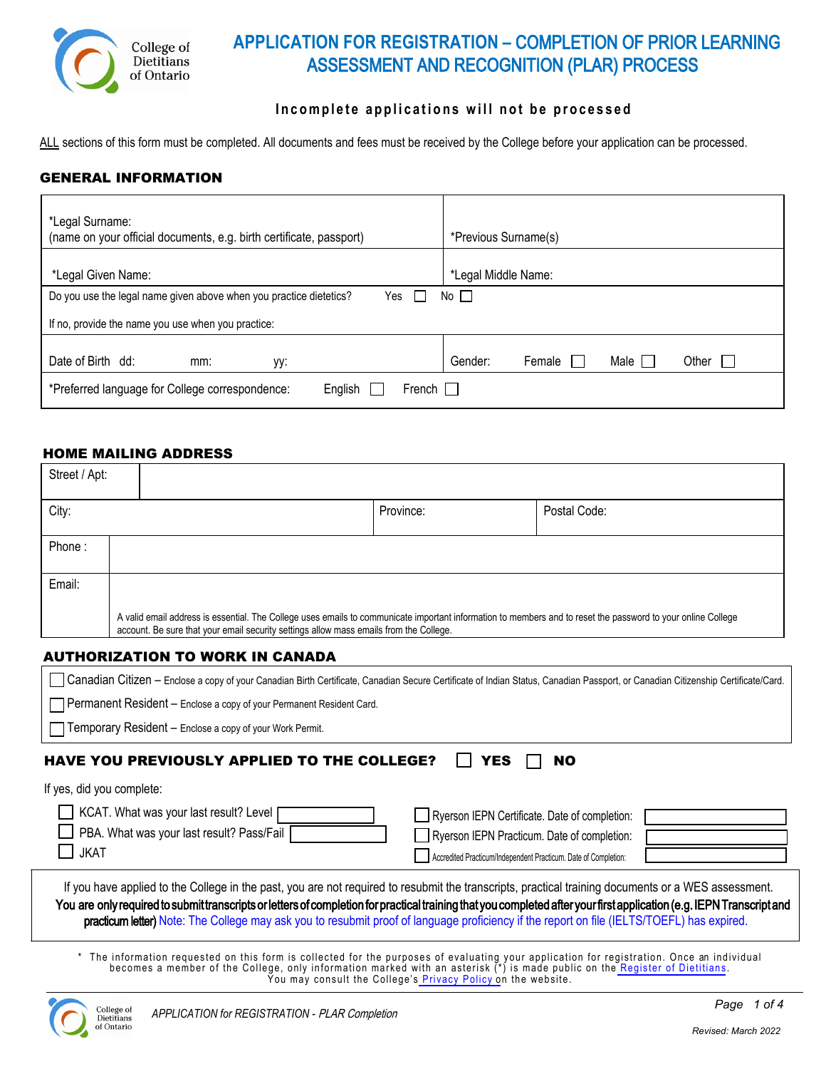# APPLICATION FOR REGISTRATION – COMPLETION OF PRIOR LEARNING ASSESSMENT AND RECOGNITION (PLAR) PROCESS

**Incomplete applications will not be processed**

ALL sections of this form must be completed. All documents and fees must be received by the College before your application can be processed.

## GENERAL INFORMATION

| | |
|---|---|
| *Legal Surname: (name on your official documents, e.g. birth certificate, passport) | *Previous Surname(s) |
| *Legal Given Name: | *Legal Middle Name: |
| Do you use the legal name given above when you practice dietetics? Yes ☐ No ☐ If no, provide the name you use when you practice: | |
| Date of Birth dd: mm: yy: | Gender: Female ☐ Male ☐ Other ☐ |
| *Preferred language for College correspondence: English ☐ French ☐ | |

## HOME MAILING ADDRESS

| | | |
|---|---|---|
| Street / Apt: | | |
| City: | Province: | Postal Code: |
| Phone : | | |
| Email: A valid email address is essential. The College uses emails to communicate important information to members and to reset the password to your online College account. Be sure that your email security settings allow mass emails from the College. | | |

## AUTHORIZATION TO WORK IN CANADA

☐ Canadian Citizen – Enclose a copy of your Canadian Birth Certificate, Canadian Secure Certificate of Indian Status, Canadian Passport, or Canadian Citizenship Certificate/Card.

☐ Permanent Resident – Enclose a copy of your Permanent Resident Card.

☐ Temporary Resident – Enclose a copy of your Work Permit.

## HAVE YOU PREVIOUSLY APPLIED TO THE COLLEGE? ☐ YES ☐ NO

If yes, did you complete:

☐ KCAT. What was your last result? Level ______

☐ PBA. What was your last result? Pass/Fail ______

☐ JKAT

☐ Ryerson IEPN Certificate. Date of completion: ______

☐ Ryerson IEPN Practicum. Date of completion: ______

☐ Accredited Practicum/Independent Practicum. Date of Completion: ______

If you have applied to the College in the past, you are not required to resubmit the transcripts, practical training documents or a WES assessment. **You are only required to submit transcripts or letters of completion for practical training that you completed after your first application (e.g. IEPN Transcript and practicum letter)** Note: The College may ask you to resubmit proof of language proficiency if the report on file (IELTS/TOEFL) has expired.

* The information requested on this form is collected for the purposes of evaluating your application for registration. Once an individual becomes a member of the College, only information marked with an asterisk (*) is made public on the Register of Dietitians. You may consult the College's Privacy Policy on the website.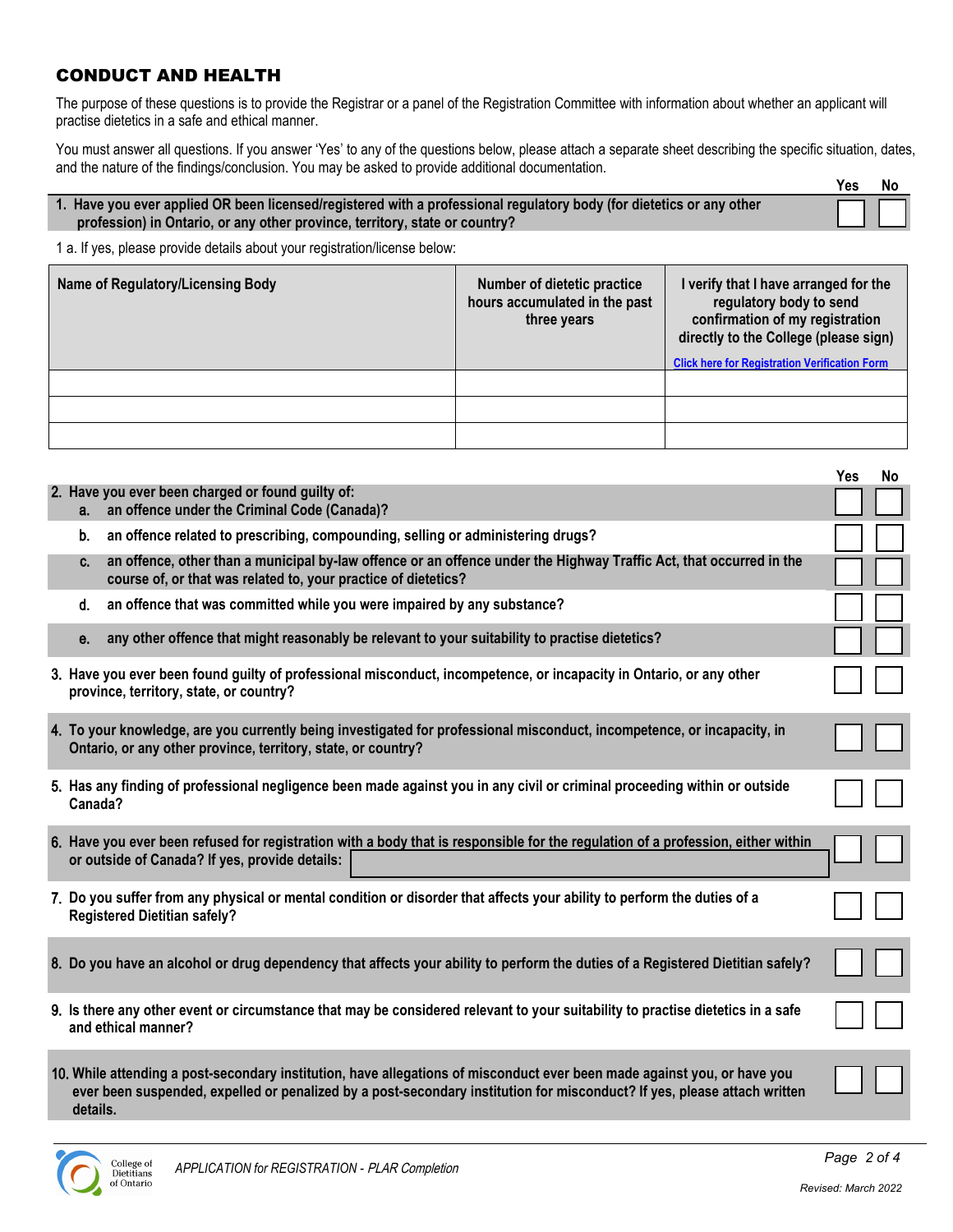## CONDUCT AND HEALTH

The purpose of these questions is to provide the Registrar or a panel of the Registration Committee with information about whether an applicant will practise dietetics in a safe and ethical manner.

You must answer all questions. If you answer 'Yes' to any of the questions below, please attach a separate sheet describing the specific situation, dates, and the nature of the findings/conclusion. You may be asked to provide additional documentation.

| | Yes | No |
|---|---|---|
| **1. Have you ever applied OR been licensed/registered with a professional regulatory body (for dietetics or any other profession) in Ontario, or any other province, territory, state or country?** | ☐ | ☐ |

1 a. If yes, please provide details about your registration/license below:

| Name of Regulatory/Licensing Body | Number of dietetic practice hours accumulated in the past three years | I verify that I have arranged for the regulatory body to send confirmation of my registration directly to the College (please sign) [Click here for Registration Verification Form] |
|---|---|---|
| | | |
| | | |
| | | |

| | Yes | No |
|---|---|---|
| **2. Have you ever been charged or found guilty of:** | | |
| **a. an offence under the Criminal Code (Canada)?** | ☐ | ☐ |
| **b. an offence related to prescribing, compounding, selling or administering drugs?** | ☐ | ☐ |
| **c. an offence, other than a municipal by-law offence or an offence under the Highway Traffic Act, that occurred in the course of, or that was related to, your practice of dietetics?** | ☐ | ☐ |
| **d. an offence that was committed while you were impaired by any substance?** | ☐ | ☐ |
| **e. any other offence that might reasonably be relevant to your suitability to practise dietetics?** | ☐ | ☐ |
| **3. Have you ever been found guilty of professional misconduct, incompetence, or incapacity in Ontario, or any other province, territory, state, or country?** | ☐ | ☐ |
| **4. To your knowledge, are you currently being investigated for professional misconduct, incompetence, or incapacity, in Ontario, or any other province, territory, state, or country?** | ☐ | ☐ |
| **5. Has any finding of professional negligence been made against you in any civil or criminal proceeding within or outside Canada?** | ☐ | ☐ |
| **6. Have you ever been refused for registration with a body that is responsible for the regulation of a profession, either within or outside of Canada? If yes, provide details:** ________ | ☐ | ☐ |
| **7. Do you suffer from any physical or mental condition or disorder that affects your ability to perform the duties of a Registered Dietitian safely?** | ☐ | ☐ |
| **8. Do you have an alcohol or drug dependency that affects your ability to perform the duties of a Registered Dietitian safely?** | ☐ | ☐ |
| **9. Is there any other event or circumstance that may be considered relevant to your suitability to practise dietetics in a safe and ethical manner?** | ☐ | ☐ |
| **10. While attending a post-secondary institution, have allegations of misconduct ever been made against you, or have you ever been suspended, expelled or penalized by a post-secondary institution for misconduct? If yes, please attach written details.** | ☐ | ☐ |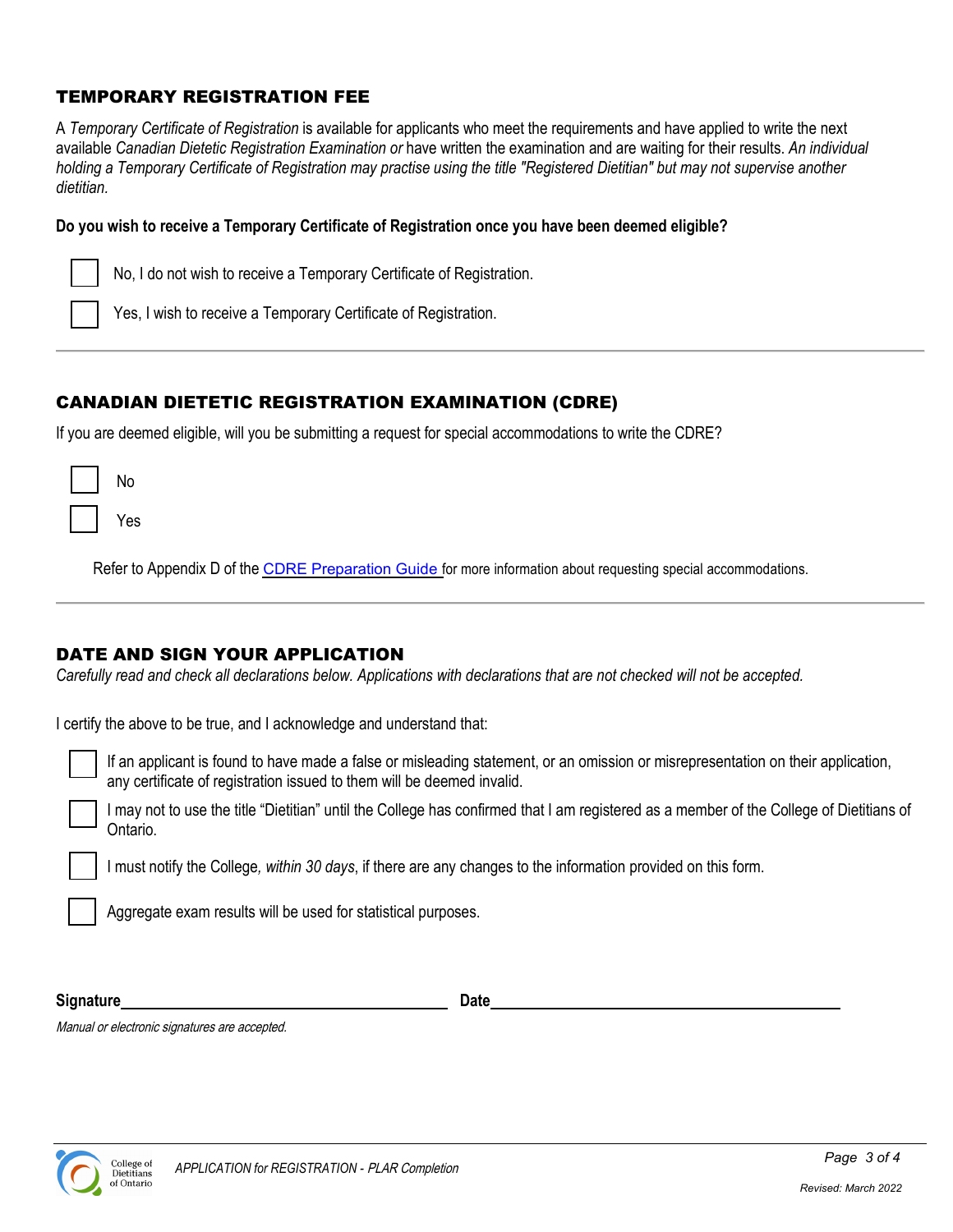## TEMPORARY REGISTRATION FEE

A *Temporary Certificate of Registration* is available for applicants who meet the requirements and have applied to write the next available *Canadian Dietetic Registration Examination or* have written the examination and are waiting for their results. *An individual holding a Temporary Certificate of Registration may practise using the title "Registered Dietitian" but may not supervise another dietitian.*

**Do you wish to receive a Temporary Certificate of Registration once you have been deemed eligible?**

- ☐ No, I do not wish to receive a Temporary Certificate of Registration.
- ☐ Yes, I wish to receive a Temporary Certificate of Registration.

---

## CANADIAN DIETETIC REGISTRATION EXAMINATION (CDRE)

If you are deemed eligible, will you be submitting a request for special accommodations to write the CDRE?

- ☐ No
- ☐ Yes

Refer to Appendix D of the [CDRE Preparation Guide](#) for more information about requesting special accommodations.

---

## DATE AND SIGN YOUR APPLICATION

*Carefully read and check all declarations below. Applications with declarations that are not checked will not be accepted.*

I certify the above to be true, and I acknowledge and understand that:

- ☐ If an applicant is found to have made a false or misleading statement, or an omission or misrepresentation on their application, any certificate of registration issued to them will be deemed invalid.
- ☐ I may not to use the title "Dietitian" until the College has confirmed that I am registered as a member of the College of Dietitians of Ontario.
- ☐ I must notify the College*, within 30 days*, if there are any changes to the information provided on this form.
- ☐ Aggregate exam results will be used for statistical purposes.

**Signature**\_\_\_\_\_\_\_\_\_\_\_\_\_\_\_\_\_\_\_\_\_\_\_\_\_\_\_\_\_\_\_\_ **Date**\_\_\_\_\_\_\_\_\_\_\_\_\_\_\_\_\_\_\_\_\_\_\_\_\_\_\_\_\_\_\_\_

*Manual or electronic signatures are accepted.*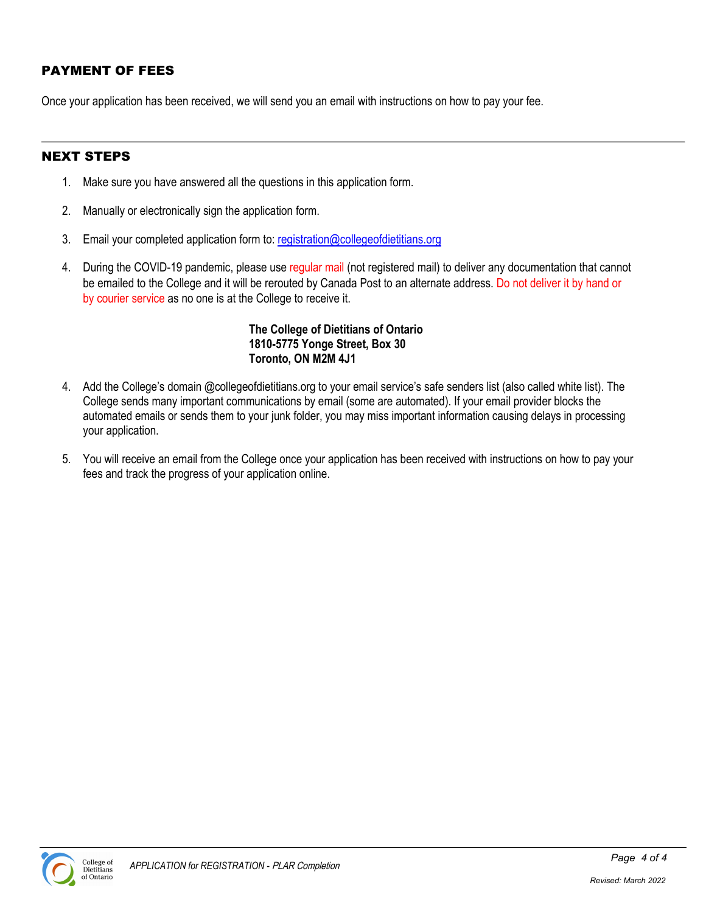## PAYMENT OF FEES

Once your application has been received, we will send you an email with instructions on how to pay your fee.

---

## NEXT STEPS

1. Make sure you have answered all the questions in this application form.

2. Manually or electronically sign the application form.

3. Email your completed application form to: registration@collegeofdietitians.org

4. During the COVID-19 pandemic, please use regular mail (not registered mail) to deliver any documentation that cannot be emailed to the College and it will be rerouted by Canada Post to an alternate address. Do not deliver it by hand or by courier service as no one is at the College to receive it.

   **The College of Dietitians of Ontario**
   **1810-5775 Yonge Street, Box 30**
   **Toronto, ON M2M 4J1**

4. Add the College's domain @collegeofdietitians.org to your email service's safe senders list (also called white list). The College sends many important communications by email (some are automated). If your email provider blocks the automated emails or sends them to your junk folder, you may miss important information causing delays in processing your application.

5. You will receive an email from the College once your application has been received with instructions on how to pay your fees and track the progress of your application online.